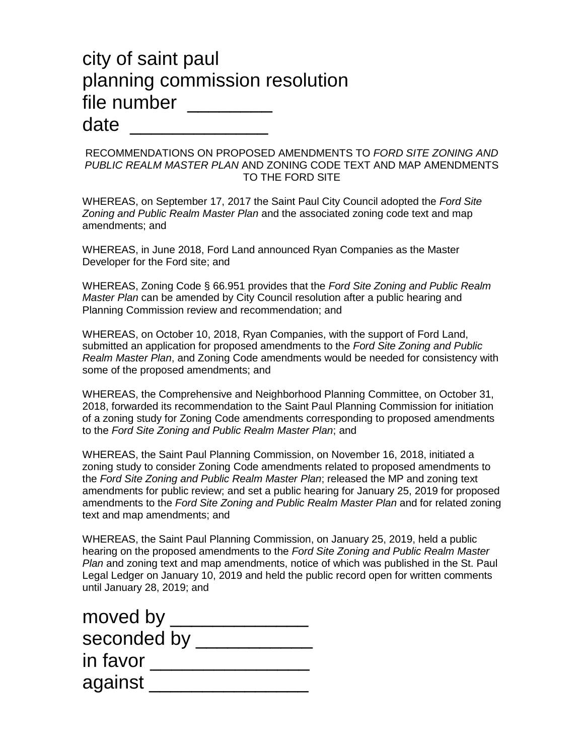# city of saint paul
# planning commission resolution
# file number ________
# date _____________

RECOMMENDATIONS ON PROPOSED AMENDMENTS TO *FORD SITE ZONING AND PUBLIC REALM MASTER PLAN* AND ZONING CODE TEXT AND MAP AMENDMENTS TO THE FORD SITE

WHEREAS, on September 17, 2017 the Saint Paul City Council adopted the *Ford Site Zoning and Public Realm Master Plan* and the associated zoning code text and map amendments; and

WHEREAS, in June 2018, Ford Land announced Ryan Companies as the Master Developer for the Ford site; and

WHEREAS, Zoning Code § 66.951 provides that the *Ford Site Zoning and Public Realm Master Plan* can be amended by City Council resolution after a public hearing and Planning Commission review and recommendation; and

WHEREAS, on October 10, 2018, Ryan Companies, with the support of Ford Land, submitted an application for proposed amendments to the *Ford Site Zoning and Public Realm Master Plan*, and Zoning Code amendments would be needed for consistency with some of the proposed amendments; and

WHEREAS, the Comprehensive and Neighborhood Planning Committee, on October 31, 2018, forwarded its recommendation to the Saint Paul Planning Commission for initiation of a zoning study for Zoning Code amendments corresponding to proposed amendments to the *Ford Site Zoning and Public Realm Master Plan*; and

WHEREAS, the Saint Paul Planning Commission, on November 16, 2018, initiated a zoning study to consider Zoning Code amendments related to proposed amendments to the *Ford Site Zoning and Public Realm Master Plan*; released the MP and zoning text amendments for public review; and set a public hearing for January 25, 2019 for proposed amendments to the *Ford Site Zoning and Public Realm Master Plan* and for related zoning text and map amendments; and

WHEREAS, the Saint Paul Planning Commission, on January 25, 2019, held a public hearing on the proposed amendments to the *Ford Site Zoning and Public Realm Master Plan* and zoning text and map amendments, notice of which was published in the St. Paul Legal Ledger on January 10, 2019 and held the public record open for written comments until January 28, 2019; and

moved by _____________
seconded by ___________
in favor _______________
against _______________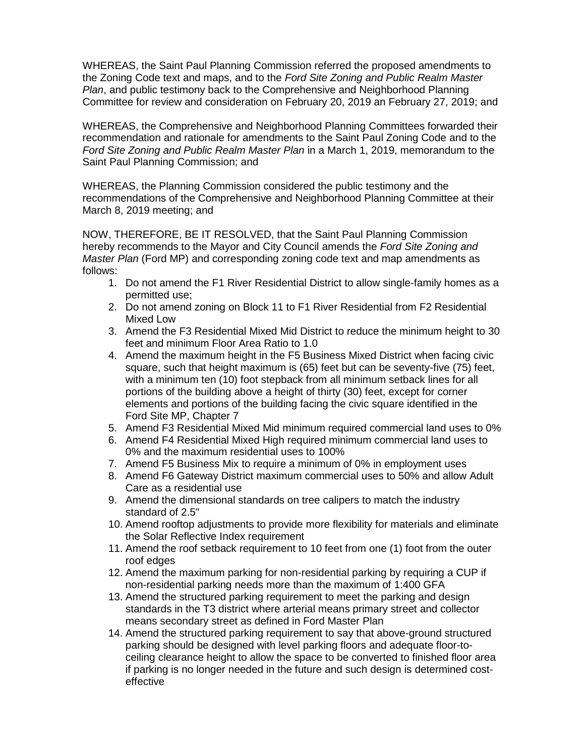WHEREAS, the Saint Paul Planning Commission referred the proposed amendments to the Zoning Code text and maps, and to the *Ford Site Zoning and Public Realm Master Plan*, and public testimony back to the Comprehensive and Neighborhood Planning Committee for review and consideration on February 20, 2019 an February 27, 2019; and

WHEREAS, the Comprehensive and Neighborhood Planning Committees forwarded their recommendation and rationale for amendments to the Saint Paul Zoning Code and to the *Ford Site Zoning and Public Realm Master Plan* in a March 1, 2019, memorandum to the Saint Paul Planning Commission; and

WHEREAS, the Planning Commission considered the public testimony and the recommendations of the Comprehensive and Neighborhood Planning Committee at their March 8, 2019 meeting; and

NOW, THEREFORE, BE IT RESOLVED, that the Saint Paul Planning Commission hereby recommends to the Mayor and City Council amends the *Ford Site Zoning and Master Plan* (Ford MP) and corresponding zoning code text and map amendments as follows:

1. Do not amend the F1 River Residential District to allow single-family homes as a permitted use;
2. Do not amend zoning on Block 11 to F1 River Residential from F2 Residential Mixed Low
3. Amend the F3 Residential Mixed Mid District to reduce the minimum height to 30 feet and minimum Floor Area Ratio to 1.0
4. Amend the maximum height in the F5 Business Mixed District when facing civic square, such that height maximum is (65) feet but can be seventy-five (75) feet, with a minimum ten (10) foot stepback from all minimum setback lines for all portions of the building above a height of thirty (30) feet, except for corner elements and portions of the building facing the civic square identified in the Ford Site MP, Chapter 7
5. Amend F3 Residential Mixed Mid minimum required commercial land uses to 0%
6. Amend F4 Residential Mixed High required minimum commercial land uses to 0% and the maximum residential uses to 100%
7. Amend F5 Business Mix to require a minimum of 0% in employment uses
8. Amend F6 Gateway District maximum commercial uses to 50% and allow Adult Care as a residential use
9. Amend the dimensional standards on tree calipers to match the industry standard of 2.5"
10. Amend rooftop adjustments to provide more flexibility for materials and eliminate the Solar Reflective Index requirement
11. Amend the roof setback requirement to 10 feet from one (1) foot from the outer roof edges
12. Amend the maximum parking for non-residential parking by requiring a CUP if non-residential parking needs more than the maximum of 1:400 GFA
13. Amend the structured parking requirement to meet the parking and design standards in the T3 district where arterial means primary street and collector means secondary street as defined in Ford Master Plan
14. Amend the structured parking requirement to say that above-ground structured parking should be designed with level parking floors and adequate floor-to-ceiling clearance height to allow the space to be converted to finished floor area if parking is no longer needed in the future and such design is determined cost-effective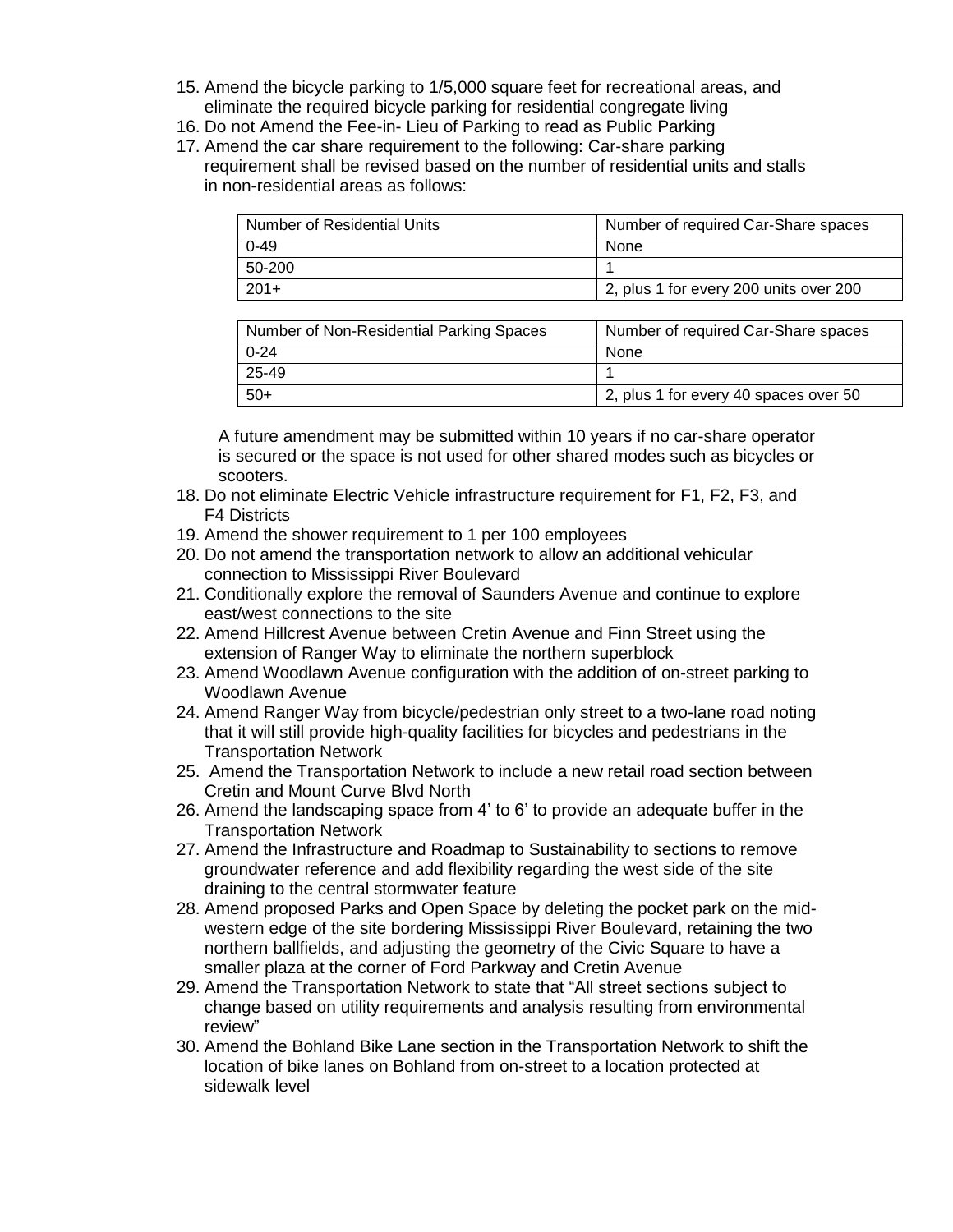15. Amend the bicycle parking to 1/5,000 square feet for recreational areas, and eliminate the required bicycle parking for residential congregate living
16. Do not Amend the Fee-in- Lieu of Parking to read as Public Parking
17. Amend the car share requirement to the following: Car-share parking requirement shall be revised based on the number of residential units and stalls in non-residential areas as follows:

| Number of Residential Units | Number of required Car-Share spaces |
| --- | --- |
| 0-49 | None |
| 50-200 | 1 |
| 201+ | 2, plus 1 for every 200 units over 200 |

| Number of Non-Residential Parking Spaces | Number of required Car-Share spaces |
| --- | --- |
| 0-24 | None |
| 25-49 | 1 |
| 50+ | 2, plus 1 for every 40 spaces over 50 |

A future amendment may be submitted within 10 years if no car-share operator is secured or the space is not used for other shared modes such as bicycles or scooters.

18. Do not eliminate Electric Vehicle infrastructure requirement for F1, F2, F3, and F4 Districts
19. Amend the shower requirement to 1 per 100 employees
20. Do not amend the transportation network to allow an additional vehicular connection to Mississippi River Boulevard
21. Conditionally explore the removal of Saunders Avenue and continue to explore east/west connections to the site
22. Amend Hillcrest Avenue between Cretin Avenue and Finn Street using the extension of Ranger Way to eliminate the northern superblock
23. Amend Woodlawn Avenue configuration with the addition of on-street parking to Woodlawn Avenue
24. Amend Ranger Way from bicycle/pedestrian only street to a two-lane road noting that it will still provide high-quality facilities for bicycles and pedestrians in the Transportation Network
25. Amend the Transportation Network to include a new retail road section between Cretin and Mount Curve Blvd North
26. Amend the landscaping space from 4' to 6' to provide an adequate buffer in the Transportation Network
27. Amend the Infrastructure and Roadmap to Sustainability to sections to remove groundwater reference and add flexibility regarding the west side of the site draining to the central stormwater feature
28. Amend proposed Parks and Open Space by deleting the pocket park on the mid-western edge of the site bordering Mississippi River Boulevard, retaining the two northern ballfields, and adjusting the geometry of the Civic Square to have a smaller plaza at the corner of Ford Parkway and Cretin Avenue
29. Amend the Transportation Network to state that "All street sections subject to change based on utility requirements and analysis resulting from environmental review"
30. Amend the Bohland Bike Lane section in the Transportation Network to shift the location of bike lanes on Bohland from on-street to a location protected at sidewalk level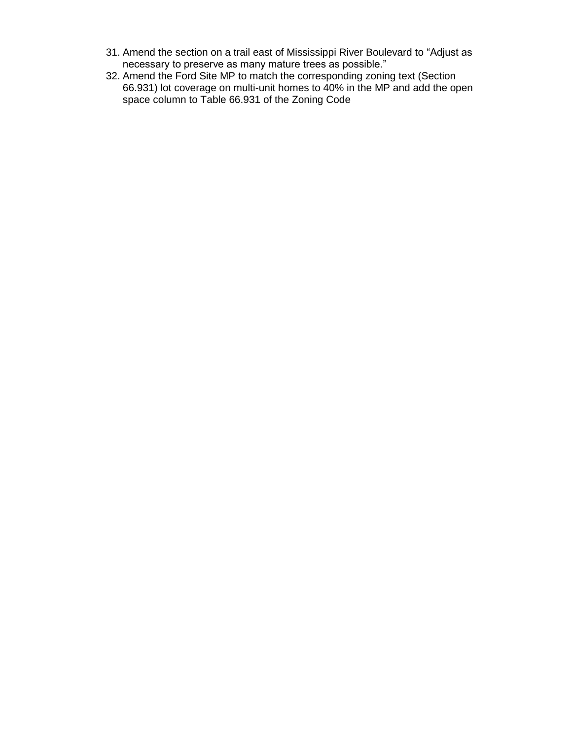31. Amend the section on a trail east of Mississippi River Boulevard to "Adjust as necessary to preserve as many mature trees as possible."
32. Amend the Ford Site MP to match the corresponding zoning text (Section 66.931) lot coverage on multi-unit homes to 40% in the MP and add the open space column to Table 66.931 of the Zoning Code